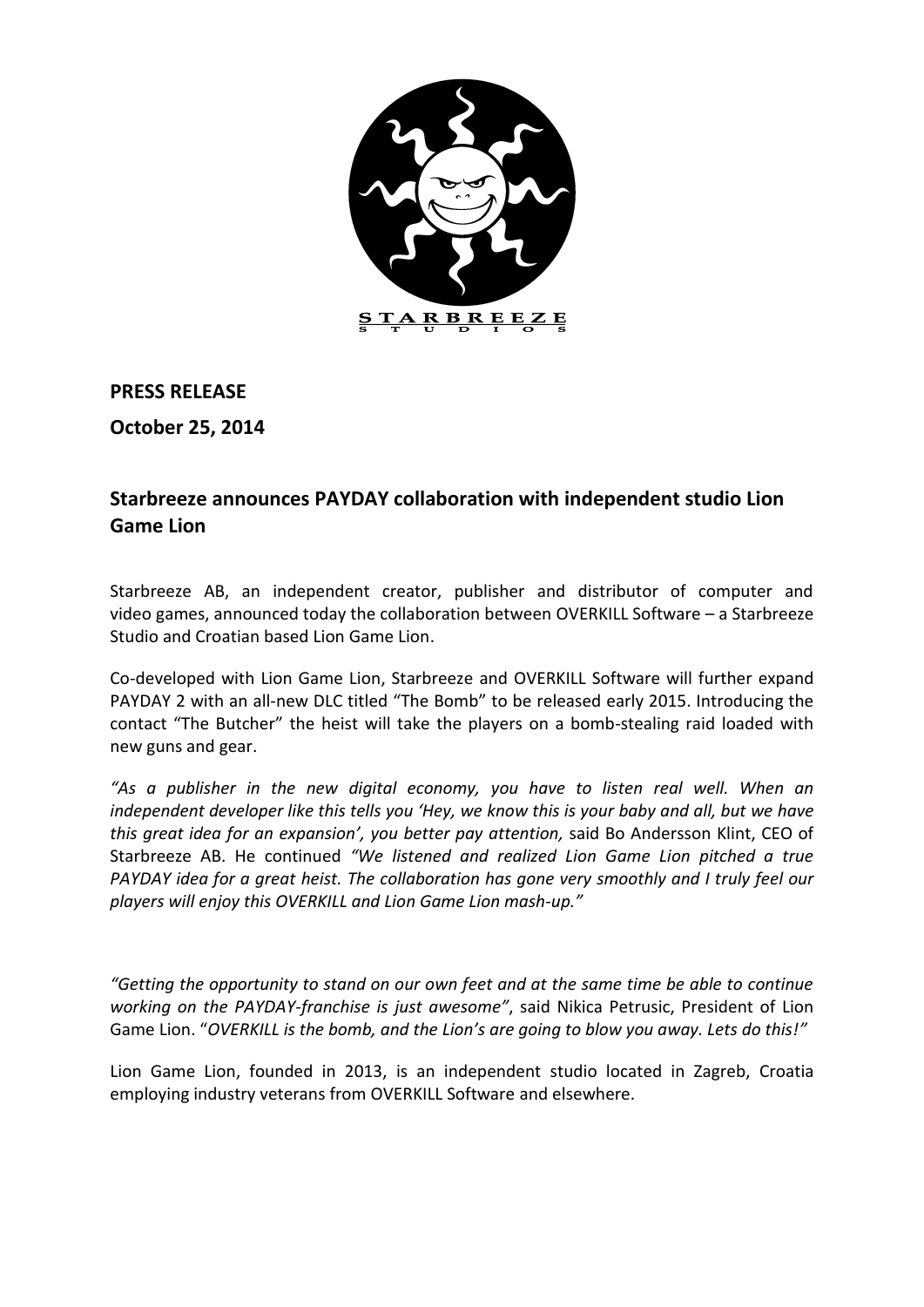**PRESS RELEASE**

**October 25, 2014**

## Starbreeze announces PAYDAY collaboration with independent studio Lion Game Lion

Starbreeze AB, an independent creator, publisher and distributor of computer and video games, announced today the collaboration between OVERKILL Software – a Starbreeze Studio and Croatian based Lion Game Lion.

Co-developed with Lion Game Lion, Starbreeze and OVERKILL Software will further expand PAYDAY 2 with an all-new DLC titled "The Bomb" to be released early 2015. Introducing the contact "The Butcher" the heist will take the players on a bomb-stealing raid loaded with new guns and gear.

*"As a publisher in the new digital economy, you have to listen real well. When an independent developer like this tells you 'Hey, we know this is your baby and all, but we have this great idea for an expansion', you better pay attention,* said Bo Andersson Klint, CEO of Starbreeze AB. He continued *"We listened and realized Lion Game Lion pitched a true PAYDAY idea for a great heist. The collaboration has gone very smoothly and I truly feel our players will enjoy this OVERKILL and Lion Game Lion mash-up."*

*"Getting the opportunity to stand on our own feet and at the same time be able to continue working on the PAYDAY-franchise is just awesome"*, said Nikica Petrusic, President of Lion Game Lion. "*OVERKILL is the bomb, and the Lion's are going to blow you away. Lets do this!"*

Lion Game Lion, founded in 2013, is an independent studio located in Zagreb, Croatia employing industry veterans from OVERKILL Software and elsewhere.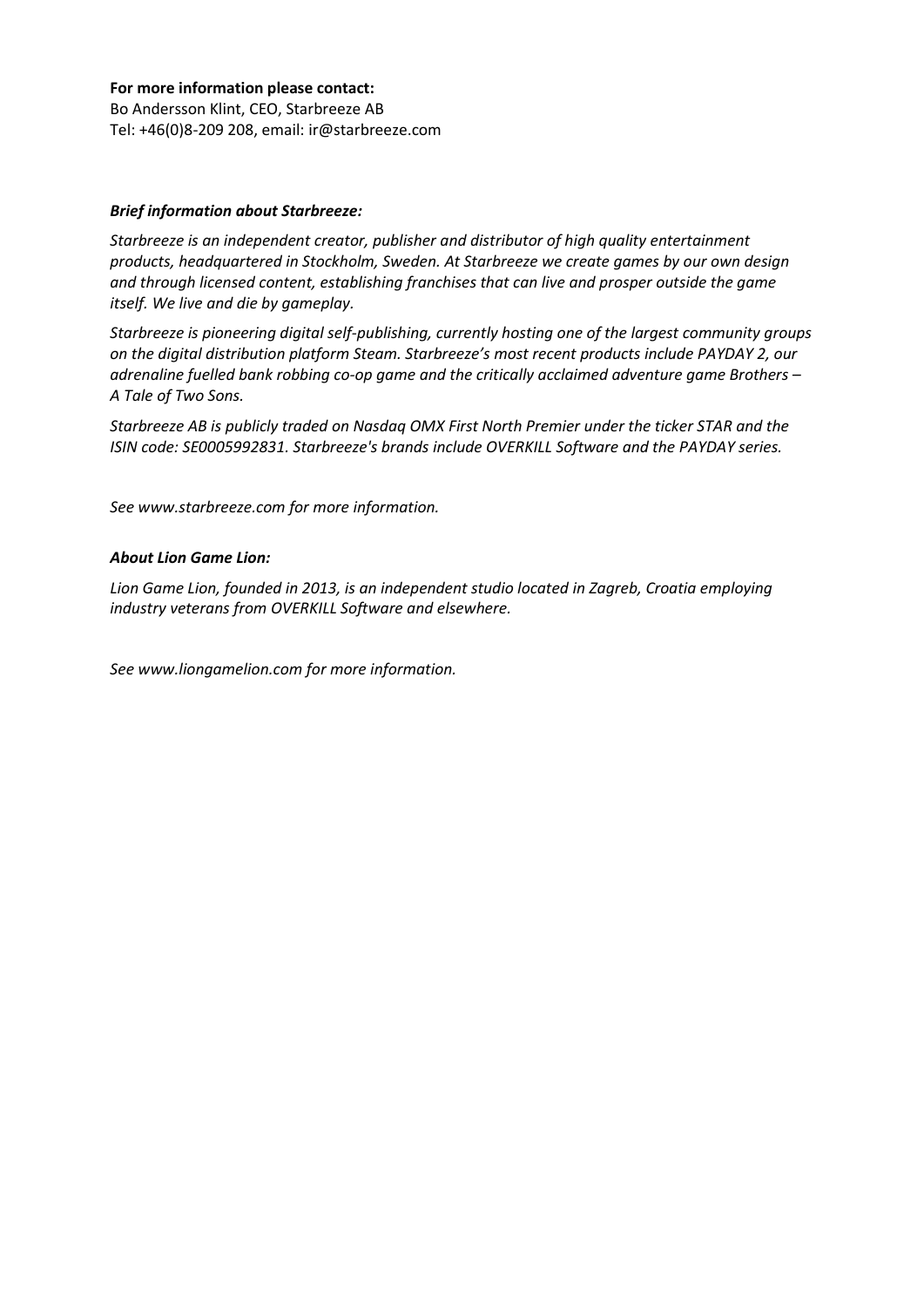**For more information please contact:**
Bo Andersson Klint, CEO, Starbreeze AB
Tel: +46(0)8-209 208, email: ir@starbreeze.com

***Brief information about Starbreeze:***

*Starbreeze is an independent creator, publisher and distributor of high quality entertainment products, headquartered in Stockholm, Sweden. At Starbreeze we create games by our own design and through licensed content, establishing franchises that can live and prosper outside the game itself. We live and die by gameplay.*

*Starbreeze is pioneering digital self-publishing, currently hosting one of the largest community groups on the digital distribution platform Steam. Starbreeze's most recent products include PAYDAY 2, our adrenaline fuelled bank robbing co-op game and the critically acclaimed adventure game Brothers – A Tale of Two Sons.*

*Starbreeze AB is publicly traded on Nasdaq OMX First North Premier under the ticker STAR and the ISIN code: SE0005992831. Starbreeze's brands include OVERKILL Software and the PAYDAY series.*

*See www.starbreeze.com for more information.*

***About Lion Game Lion:***

*Lion Game Lion, founded in 2013, is an independent studio located in Zagreb, Croatia employing industry veterans from OVERKILL Software and elsewhere.*

*See www.liongamelion.com for more information.*